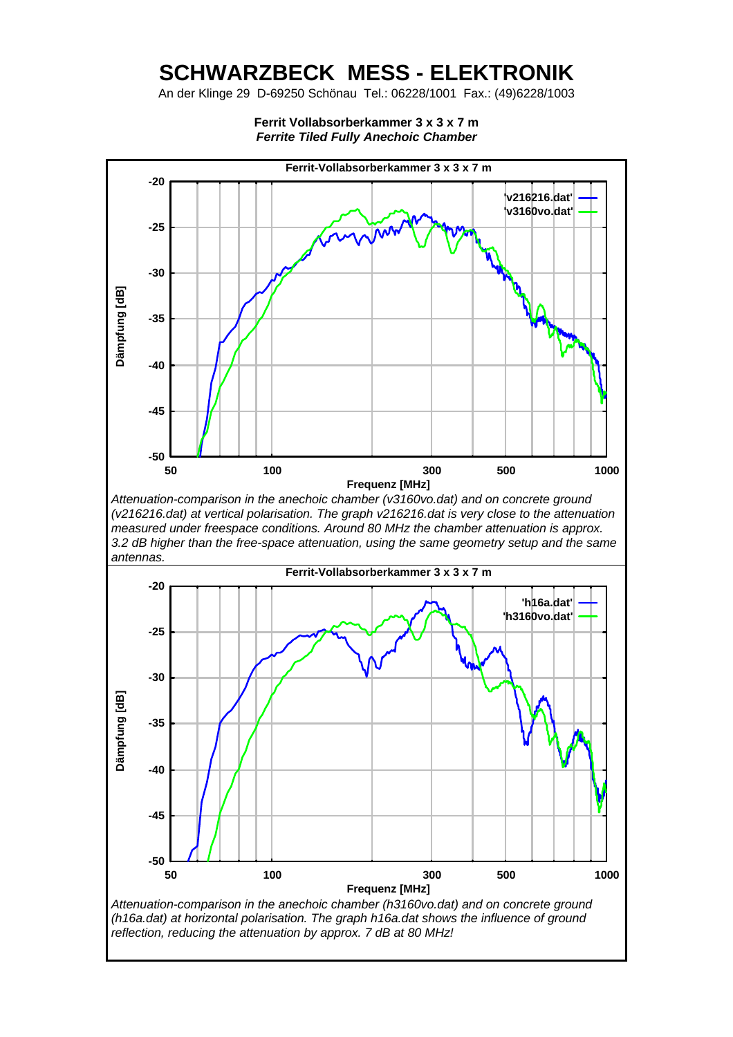# SCHWARZBECK MESS - ELEKTRONIK

An der Klinge 29 D-69250 Schönau Tel.: 06228/1001 Fax.: (49)6228/1003

**Ferrit Vollabsorberkammer 3 x 3 x 7 m**
***Ferrite Tiled Fully Anechoic Chamber***

**Ferrit-Vollabsorberkammer 3 x 3 x 7 m**

Dämpfung [dB]

Frequenz [MHz]

'v216216.dat'
'v3160vo.dat'

*Attenuation-comparison in the anechoic chamber (v3160vo.dat) and on concrete ground (v216216.dat) at vertical polarisation. The graph v216216.dat is very close to the attenuation measured under freespace conditions. Around 80 MHz the chamber attenuation is approx. 3.2 dB higher than the free-space attenuation, using the same geometry setup and the same antennas.*

**Ferrit-Vollabsorberkammer 3 x 3 x 7 m**

Dämpfung [dB]

Frequenz [MHz]

'h16a.dat'
'h3160vo.dat'

*Attenuation-comparison in the anechoic chamber (h3160vo.dat) and on concrete ground (h16a.dat) at horizontal polarisation. The graph h16a.dat shows the influence of ground reflection, reducing the attenuation by approx. 7 dB at 80 MHz!*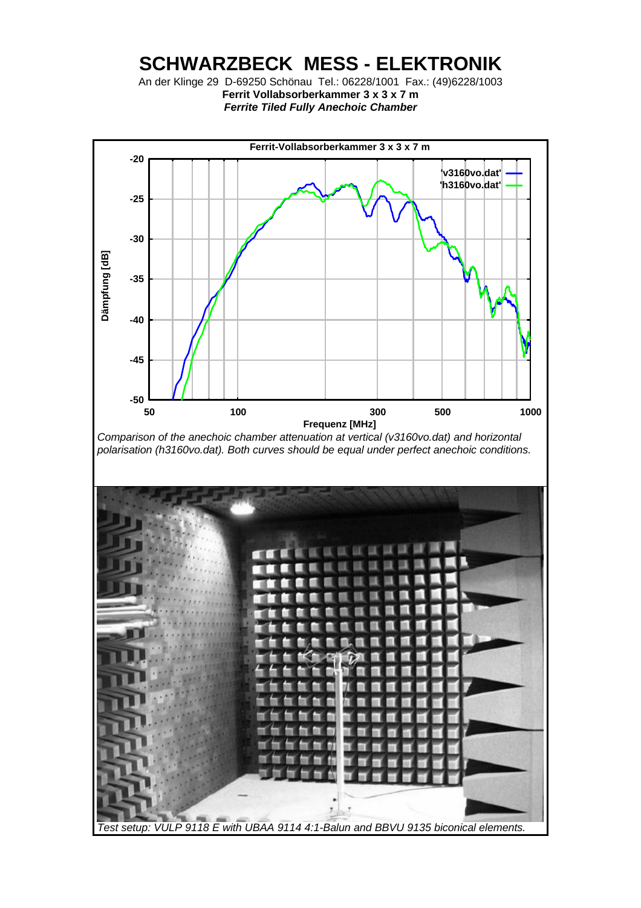# SCHWARZBECK MESS - ELEKTRONIK

An der Klinge 29 D-69250 Schönau Tel.: 06228/1001 Fax.: (49)6228/1003

**Ferrit Vollabsorberkammer 3 x 3 x 7 m**

***Ferrite Tiled Fully Anechoic Chamber***

*Comparison of the anechoic chamber attenuation at vertical (v3160vo.dat) and horizontal polarisation (h3160vo.dat). Both curves should be equal under perfect anechoic conditions.*

*Test setup: VULP 9118 E with UBAA 9114 4:1-Balun and BBVU 9135 biconical elements.*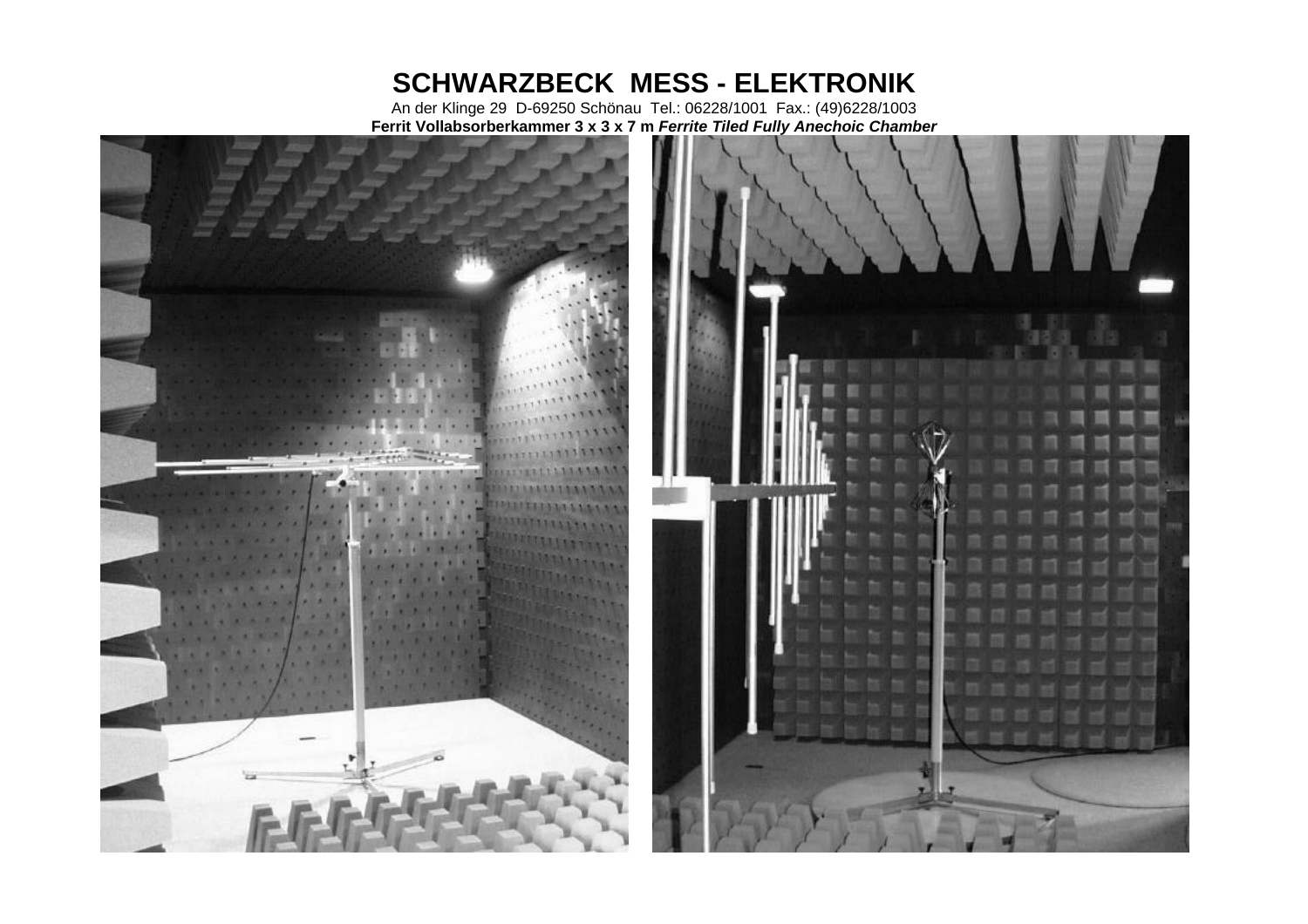**SCHWARZBECK MESS - ELEKTRONIK**

An der Klinge 29 D-69250 Schönau Tel.: 06228/1001 Fax.: (49)6228/1003

**Ferrit Vollabsorberkammer 3 x 3 x 7 m** ***Ferrite Tiled Fully Anechoic Chamber***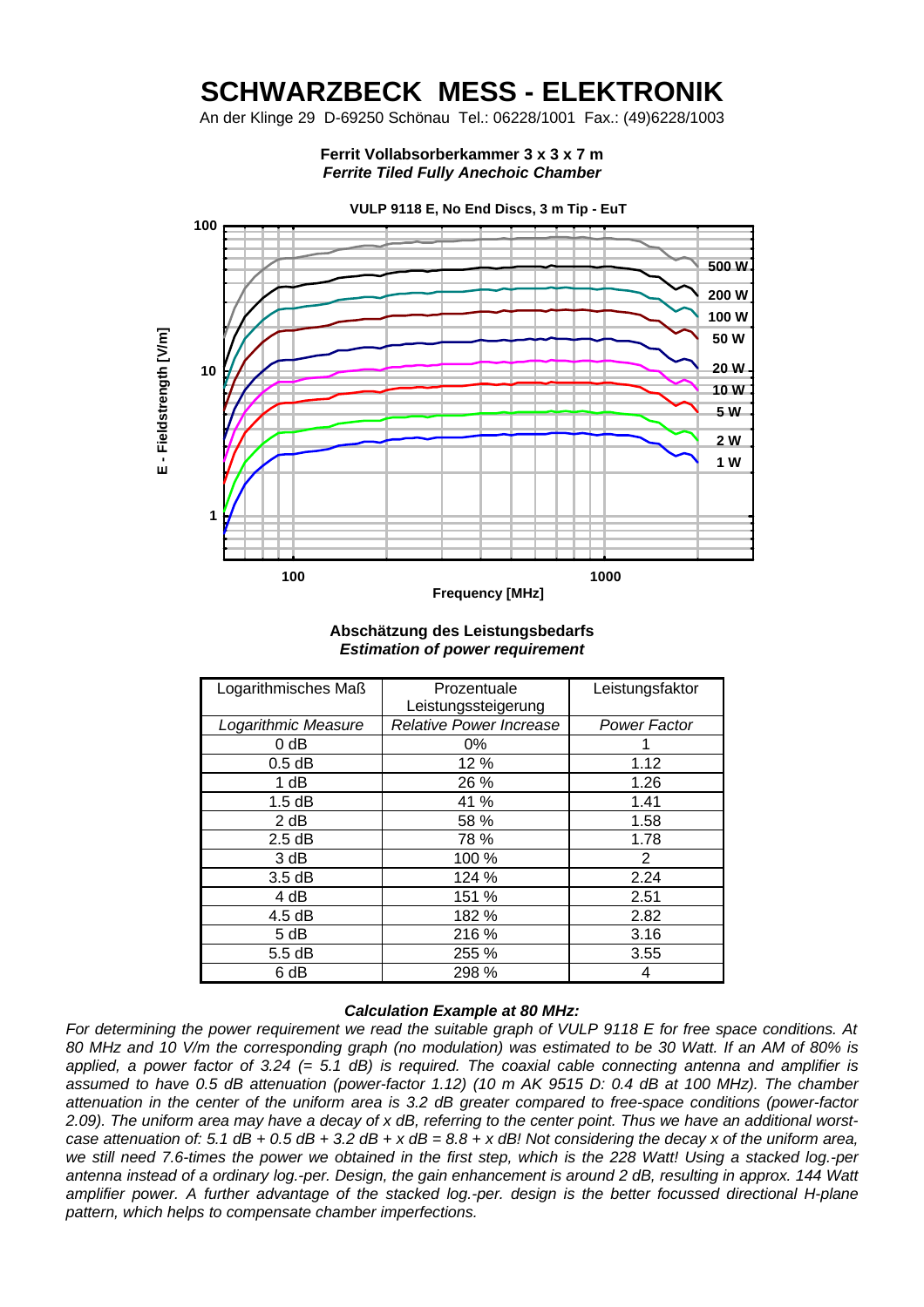# SCHWARZBECK MESS - ELEKTRONIK

An der Klinge 29 D-69250 Schönau Tel.: 06228/1001 Fax.: (49)6228/1003

**Ferrit Vollabsorberkammer 3 x 3 x 7 m**
***Ferrite Tiled Fully Anechoic Chamber***

**VULP 9118 E, No End Discs, 3 m Tip - EuT**

E - Fieldstrength [V/m]

100

10

1

500 W
200 W
100 W
50 W
20 W
10 W
5 W
2 W
1 W

100

1000

Frequency [MHz]

**Abschätzung des Leistungsbedarfs**
***Estimation of power requirement***

| Logarithmisches Maß | Prozentuale Leistungssteigerung | Leistungsfaktor |
|---|---|---|
| *Logarithmic Measure* | *Relative Power Increase* | *Power Factor* |
| 0 dB | 0% | 1 |
| 0.5 dB | 12 % | 1.12 |
| 1 dB | 26 % | 1.26 |
| 1.5 dB | 41 % | 1.41 |
| 2 dB | 58 % | 1.58 |
| 2.5 dB | 78 % | 1.78 |
| 3 dB | 100 % | 2 |
| 3.5 dB | 124 % | 2.24 |
| 4 dB | 151 % | 2.51 |
| 4.5 dB | 182 % | 2.82 |
| 5 dB | 216 % | 3.16 |
| 5.5 dB | 255 % | 3.55 |
| 6 dB | 298 % | 4 |

***Calculation Example at 80 MHz:***

*For determining the power requirement we read the suitable graph of VULP 9118 E for free space conditions. At 80 MHz and 10 V/m the corresponding graph (no modulation) was estimated to be 30 Watt. If an AM of 80% is applied, a power factor of 3.24 (= 5.1 dB) is required. The coaxial cable connecting antenna and amplifier is assumed to have 0.5 dB attenuation (power-factor 1.12) (10 m AK 9515 D: 0.4 dB at 100 MHz). The chamber attenuation in the center of the uniform area is 3.2 dB greater compared to free-space conditions (power-factor 2.09). The uniform area may have a decay of x dB, referring to the center point. Thus we have an additional worst-case attenuation of: 5.1 dB + 0.5 dB + 3.2 dB + x dB = 8.8 + x dB! Not considering the decay x of the uniform area, we still need 7.6-times the power we obtained in the first step, which is the 228 Watt! Using a stacked log.-per antenna instead of a ordinary log.-per. Design, the gain enhancement is around 2 dB, resulting in approx. 144 Watt amplifier power. A further advantage of the stacked log.-per. design is the better focussed directional H-plane pattern, which helps to compensate chamber imperfections.*